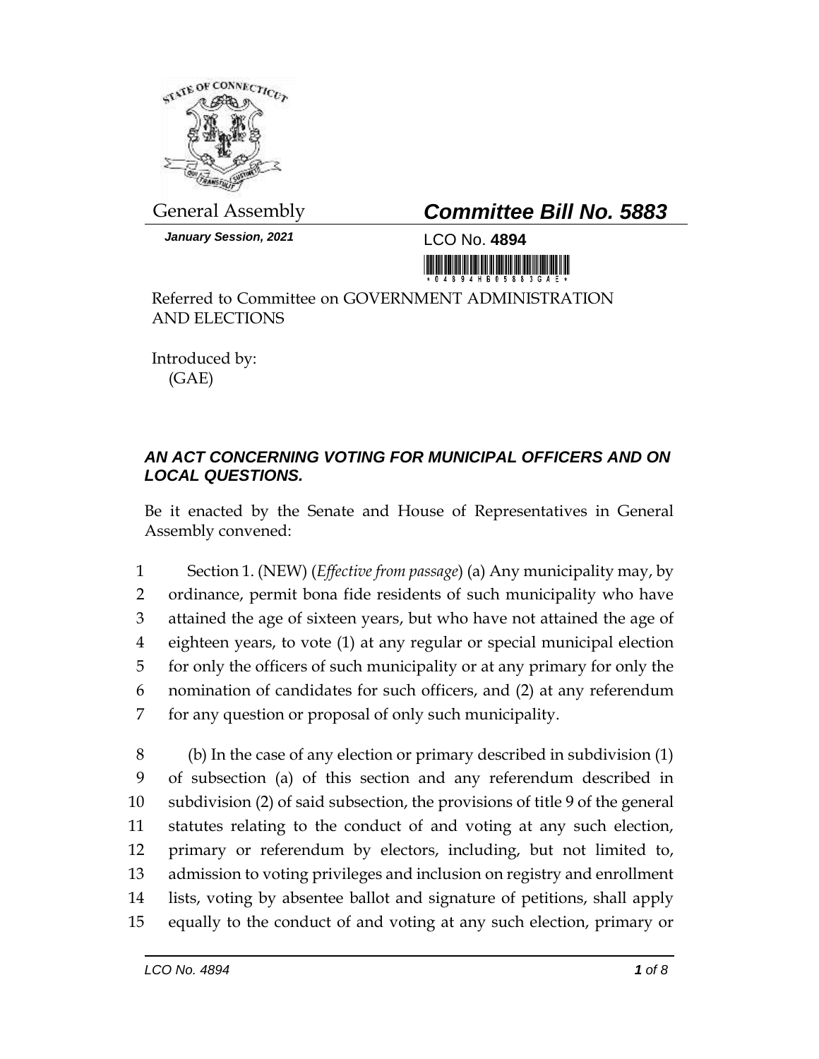General Assembly

***Committee Bill No. 5883***

***January Session, 2021***

LCO No. **4894**

Referred to Committee on GOVERNMENT ADMINISTRATION AND ELECTIONS

Introduced by:
(GAE)

## *AN ACT CONCERNING VOTING FOR MUNICIPAL OFFICERS AND ON LOCAL QUESTIONS.*

Be it enacted by the Senate and House of Representatives in General Assembly convened:

1 Section 1. (NEW) (*Effective from passage*) (a) Any municipality may, by
2 ordinance, permit bona fide residents of such municipality who have
3 attained the age of sixteen years, but who have not attained the age of
4 eighteen years, to vote (1) at any regular or special municipal election
5 for only the officers of such municipality or at any primary for only the
6 nomination of candidates for such officers, and (2) at any referendum
7 for any question or proposal of only such municipality.

8 (b) In the case of any election or primary described in subdivision (1)
9 of subsection (a) of this section and any referendum described in
10 subdivision (2) of said subsection, the provisions of title 9 of the general
11 statutes relating to the conduct of and voting at any such election,
12 primary or referendum by electors, including, but not limited to,
13 admission to voting privileges and inclusion on registry and enrollment
14 lists, voting by absentee ballot and signature of petitions, shall apply
15 equally to the conduct of and voting at any such election, primary or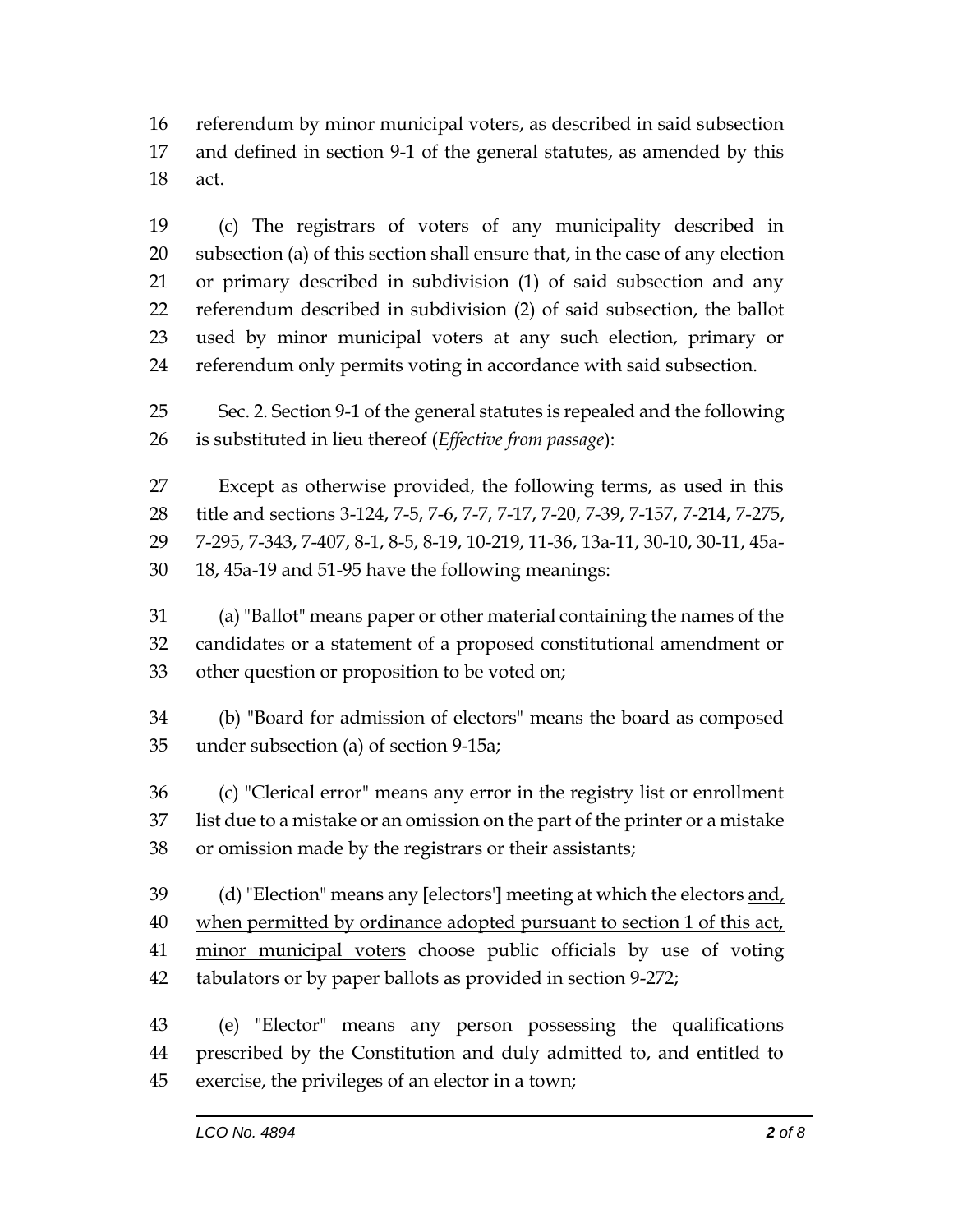referendum by minor municipal voters, as described in said subsection and defined in section 9-1 of the general statutes, as amended by this act.

(c) The registrars of voters of any municipality described in subsection (a) of this section shall ensure that, in the case of any election or primary described in subdivision (1) of said subsection and any referendum described in subdivision (2) of said subsection, the ballot used by minor municipal voters at any such election, primary or referendum only permits voting in accordance with said subsection.

Sec. 2. Section 9-1 of the general statutes is repealed and the following is substituted in lieu thereof (*Effective from passage*):

Except as otherwise provided, the following terms, as used in this title and sections 3-124, 7-5, 7-6, 7-7, 7-17, 7-20, 7-39, 7-157, 7-214, 7-275, 7-295, 7-343, 7-407, 8-1, 8-5, 8-19, 10-219, 11-36, 13a-11, 30-10, 30-11, 45a-18, 45a-19 and 51-95 have the following meanings:

(a) "Ballot" means paper or other material containing the names of the candidates or a statement of a proposed constitutional amendment or other question or proposition to be voted on;

(b) "Board for admission of electors" means the board as composed under subsection (a) of section 9-15a;

(c) "Clerical error" means any error in the registry list or enrollment list due to a mistake or an omission on the part of the printer or a mistake or omission made by the registrars or their assistants;

(d) "Election" means any **[**electors'**]** meeting at which the electors <u>and, when permitted by ordinance adopted pursuant to section 1 of this act, minor municipal voters</u> choose public officials by use of voting tabulators or by paper ballots as provided in section 9-272;

(e) "Elector" means any person possessing the qualifications prescribed by the Constitution and duly admitted to, and entitled to exercise, the privileges of an elector in a town;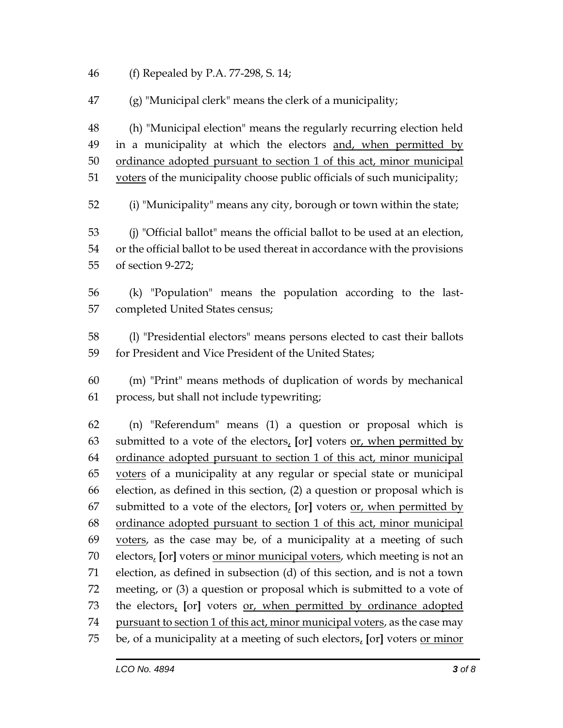46 (f) Repealed by P.A. 77-298, S. 14;

47 (g) "Municipal clerk" means the clerk of a municipality;

48 (h) "Municipal election" means the regularly recurring election held
49 in a municipality at which the electors <u>and, when permitted by</u>
50 <u>ordinance adopted pursuant to section 1 of this act, minor municipal</u>
51 <u>voters</u> of the municipality choose public officials of such municipality;

52 (i) "Municipality" means any city, borough or town within the state;

53 (j) "Official ballot" means the official ballot to be used at an election,
54 or the official ballot to be used thereat in accordance with the provisions
55 of section 9-272;

56 (k) "Population" means the population according to the last-
57 completed United States census;

58 (l) "Presidential electors" means persons elected to cast their ballots
59 for President and Vice President of the United States;

60 (m) "Print" means methods of duplication of words by mechanical
61 process, but shall not include typewriting;

62 (n) "Referendum" means (1) a question or proposal which is
63 submitted to a vote of the electors<u>,</u> **[**or**]** voters <u>or, when permitted by</u>
64 <u>ordinance adopted pursuant to section 1 of this act, minor municipal</u>
65 <u>voters</u> of a municipality at any regular or special state or municipal
66 election, as defined in this section, (2) a question or proposal which is
67 submitted to a vote of the electors<u>,</u> **[**or**]** voters <u>or, when permitted by</u>
68 <u>ordinance adopted pursuant to section 1 of this act, minor municipal</u>
69 <u>voters</u>, as the case may be, of a municipality at a meeting of such
70 electors<u>,</u> **[**or**]** voters <u>or minor municipal voters</u>, which meeting is not an
71 election, as defined in subsection (d) of this section, and is not a town
72 meeting, or (3) a question or proposal which is submitted to a vote of
73 the electors<u>,</u> **[**or**]** voters <u>or, when permitted by ordinance adopted</u>
74 <u>pursuant to section 1 of this act, minor municipal voters</u>, as the case may
75 be, of a municipality at a meeting of such electors<u>,</u> **[**or**]** voters <u>or minor</u>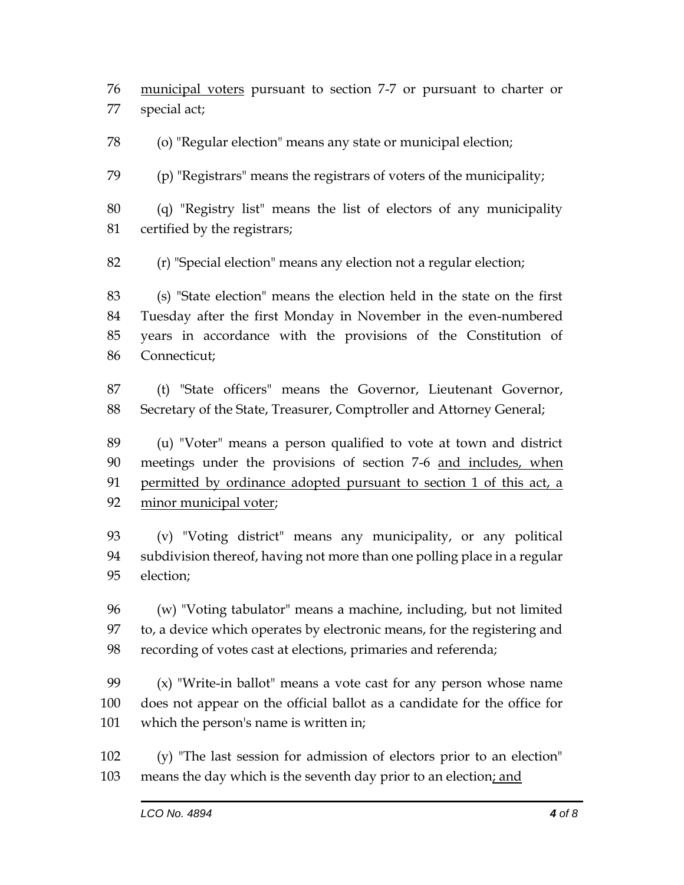76 <u>municipal voters</u> pursuant to section 7-7 or pursuant to charter or
77 special act;

78 (o) "Regular election" means any state or municipal election;

79 (p) "Registrars" means the registrars of voters of the municipality;

80 (q) "Registry list" means the list of electors of any municipality
81 certified by the registrars;

82 (r) "Special election" means any election not a regular election;

83 (s) "State election" means the election held in the state on the first
84 Tuesday after the first Monday in November in the even-numbered
85 years in accordance with the provisions of the Constitution of
86 Connecticut;

87 (t) "State officers" means the Governor, Lieutenant Governor,
88 Secretary of the State, Treasurer, Comptroller and Attorney General;

89 (u) "Voter" means a person qualified to vote at town and district
90 meetings under the provisions of section 7-6 <u>and includes, when</u>
91 <u>permitted by ordinance adopted pursuant to section 1 of this act, a</u>
92 <u>minor municipal voter</u>;

93 (v) "Voting district" means any municipality, or any political
94 subdivision thereof, having not more than one polling place in a regular
95 election;

96 (w) "Voting tabulator" means a machine, including, but not limited
97 to, a device which operates by electronic means, for the registering and
98 recording of votes cast at elections, primaries and referenda;

99 (x) "Write-in ballot" means a vote cast for any person whose name
100 does not appear on the official ballot as a candidate for the office for
101 which the person's name is written in;

102 (y) "The last session for admission of electors prior to an election"
103 means the day which is the seventh day prior to an election<u>; and</u>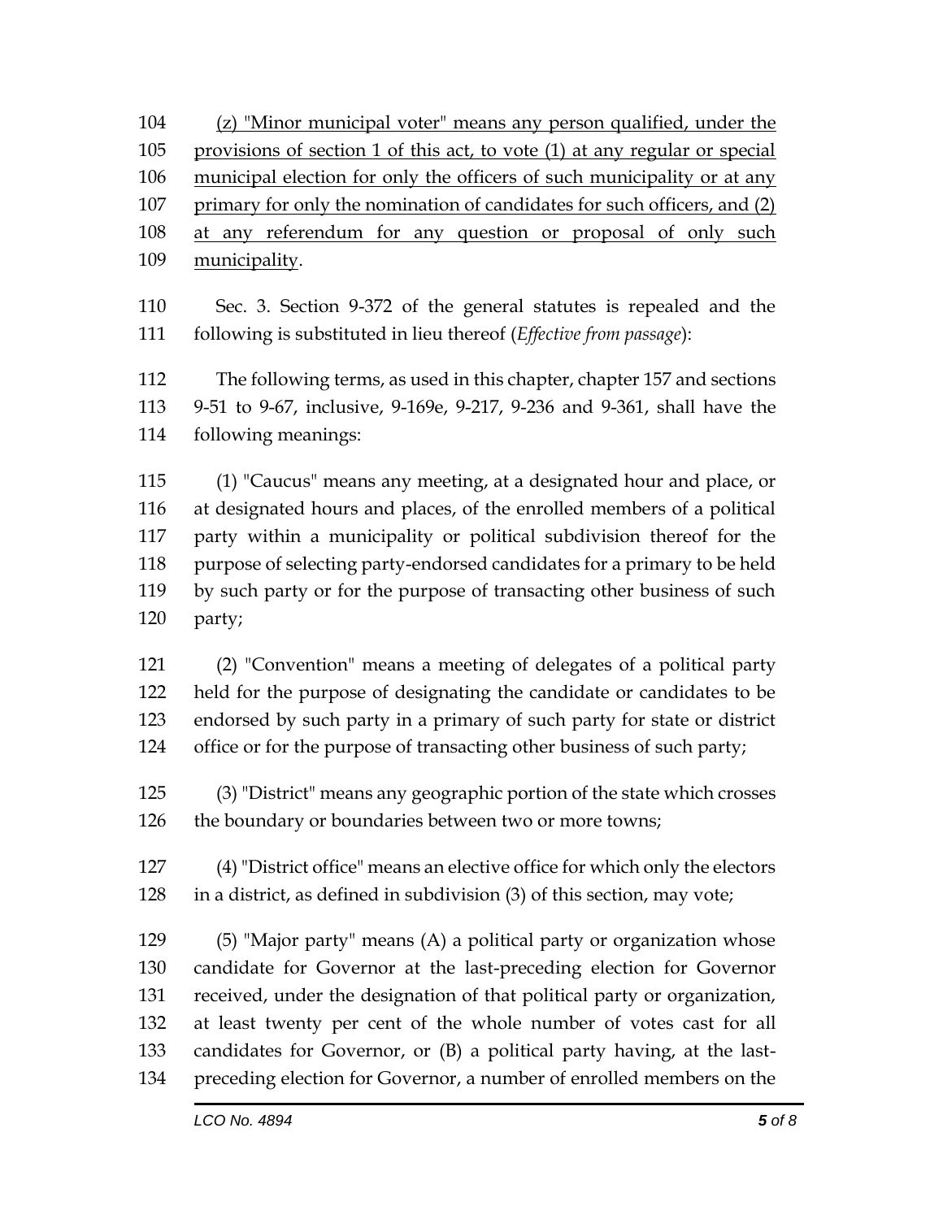(z) "Minor municipal voter" means any person qualified, under the provisions of section 1 of this act, to vote (1) at any regular or special municipal election for only the officers of such municipality or at any primary for only the nomination of candidates for such officers, and (2) at any referendum for any question or proposal of only such municipality.

Sec. 3. Section 9-372 of the general statutes is repealed and the following is substituted in lieu thereof (*Effective from passage*):

The following terms, as used in this chapter, chapter 157 and sections 9-51 to 9-67, inclusive, 9-169e, 9-217, 9-236 and 9-361, shall have the following meanings:

(1) "Caucus" means any meeting, at a designated hour and place, or at designated hours and places, of the enrolled members of a political party within a municipality or political subdivision thereof for the purpose of selecting party-endorsed candidates for a primary to be held by such party or for the purpose of transacting other business of such party;

(2) "Convention" means a meeting of delegates of a political party held for the purpose of designating the candidate or candidates to be endorsed by such party in a primary of such party for state or district office or for the purpose of transacting other business of such party;

(3) "District" means any geographic portion of the state which crosses the boundary or boundaries between two or more towns;

(4) "District office" means an elective office for which only the electors in a district, as defined in subdivision (3) of this section, may vote;

(5) "Major party" means (A) a political party or organization whose candidate for Governor at the last-preceding election for Governor received, under the designation of that political party or organization, at least twenty per cent of the whole number of votes cast for all candidates for Governor, or (B) a political party having, at the last-preceding election for Governor, a number of enrolled members on the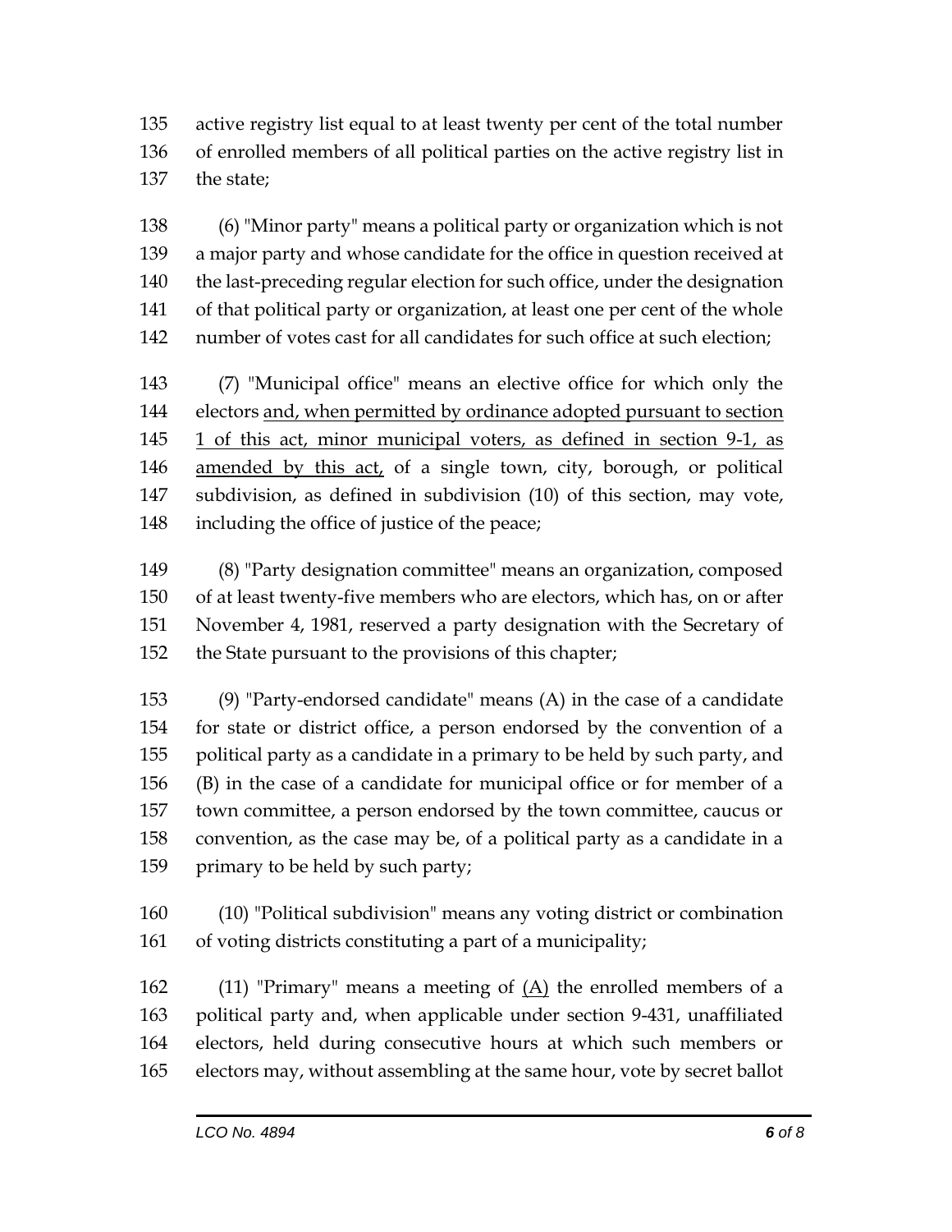active registry list equal to at least twenty per cent of the total number of enrolled members of all political parties on the active registry list in the state;

(6) "Minor party" means a political party or organization which is not a major party and whose candidate for the office in question received at the last-preceding regular election for such office, under the designation of that political party or organization, at least one per cent of the whole number of votes cast for all candidates for such office at such election;

(7) "Municipal office" means an elective office for which only the electors <u>and, when permitted by ordinance adopted pursuant to section 1 of this act, minor municipal voters, as defined in section 9-1, as amended by this act,</u> of a single town, city, borough, or political subdivision, as defined in subdivision (10) of this section, may vote, including the office of justice of the peace;

(8) "Party designation committee" means an organization, composed of at least twenty-five members who are electors, which has, on or after November 4, 1981, reserved a party designation with the Secretary of the State pursuant to the provisions of this chapter;

(9) "Party-endorsed candidate" means (A) in the case of a candidate for state or district office, a person endorsed by the convention of a political party as a candidate in a primary to be held by such party, and (B) in the case of a candidate for municipal office or for member of a town committee, a person endorsed by the town committee, caucus or convention, as the case may be, of a political party as a candidate in a primary to be held by such party;

(10) "Political subdivision" means any voting district or combination of voting districts constituting a part of a municipality;

(11) "Primary" means a meeting of <u>(A)</u> the enrolled members of a political party and, when applicable under section 9-431, unaffiliated electors, held during consecutive hours at which such members or electors may, without assembling at the same hour, vote by secret ballot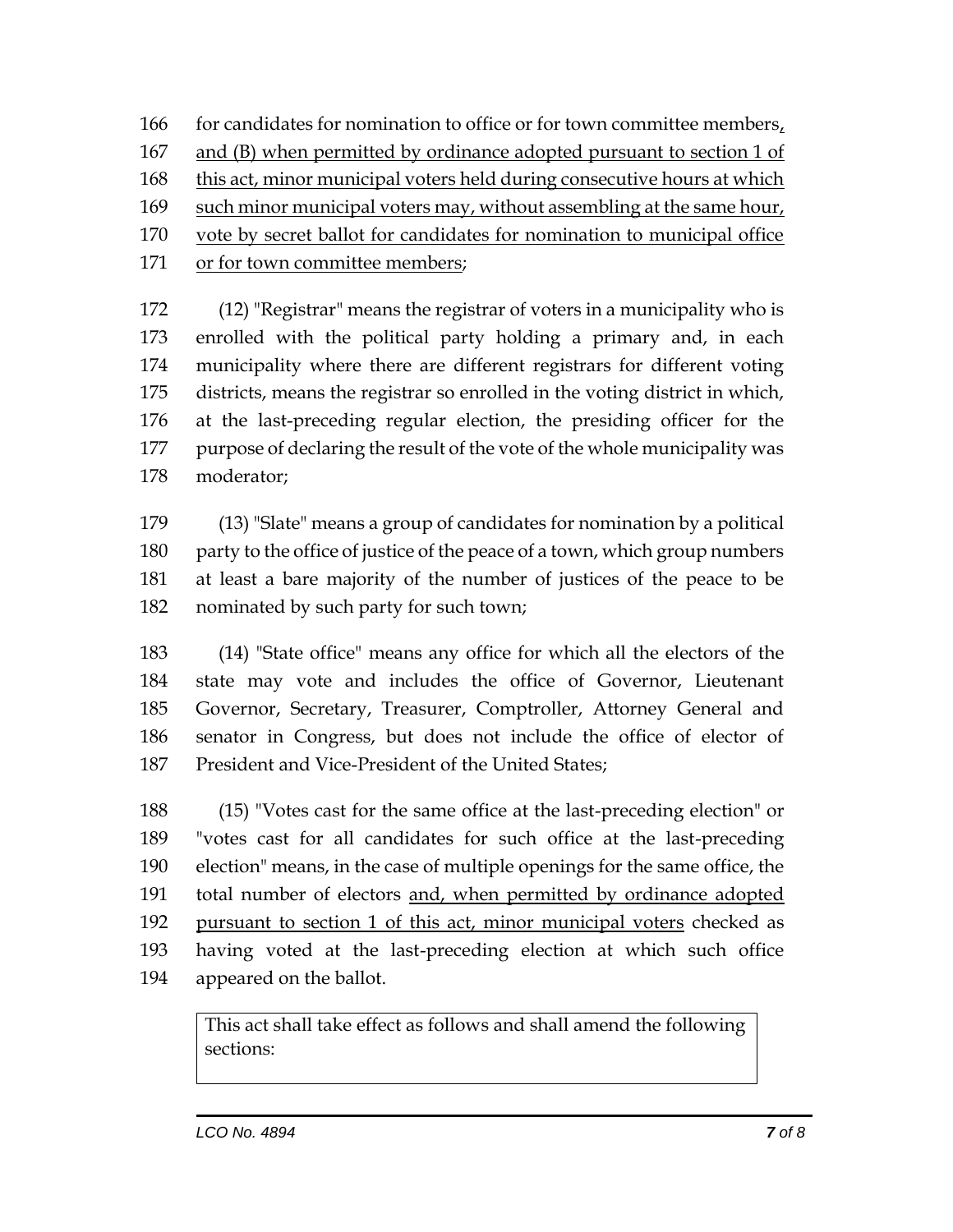for candidates for nomination to office or for town committee members, and (B) when permitted by ordinance adopted pursuant to section 1 of this act, minor municipal voters held during consecutive hours at which such minor municipal voters may, without assembling at the same hour, vote by secret ballot for candidates for nomination to municipal office or for town committee members;

(12) "Registrar" means the registrar of voters in a municipality who is enrolled with the political party holding a primary and, in each municipality where there are different registrars for different voting districts, means the registrar so enrolled in the voting district in which, at the last-preceding regular election, the presiding officer for the purpose of declaring the result of the vote of the whole municipality was moderator;

(13) "Slate" means a group of candidates for nomination by a political party to the office of justice of the peace of a town, which group numbers at least a bare majority of the number of justices of the peace to be nominated by such party for such town;

(14) "State office" means any office for which all the electors of the state may vote and includes the office of Governor, Lieutenant Governor, Secretary, Treasurer, Comptroller, Attorney General and senator in Congress, but does not include the office of elector of President and Vice-President of the United States;

(15) "Votes cast for the same office at the last-preceding election" or "votes cast for all candidates for such office at the last-preceding election" means, in the case of multiple openings for the same office, the total number of electors and, when permitted by ordinance adopted pursuant to section 1 of this act, minor municipal voters checked as having voted at the last-preceding election at which such office appeared on the ballot.

| This act shall take effect as follows and shall amend the following sections: |
|---|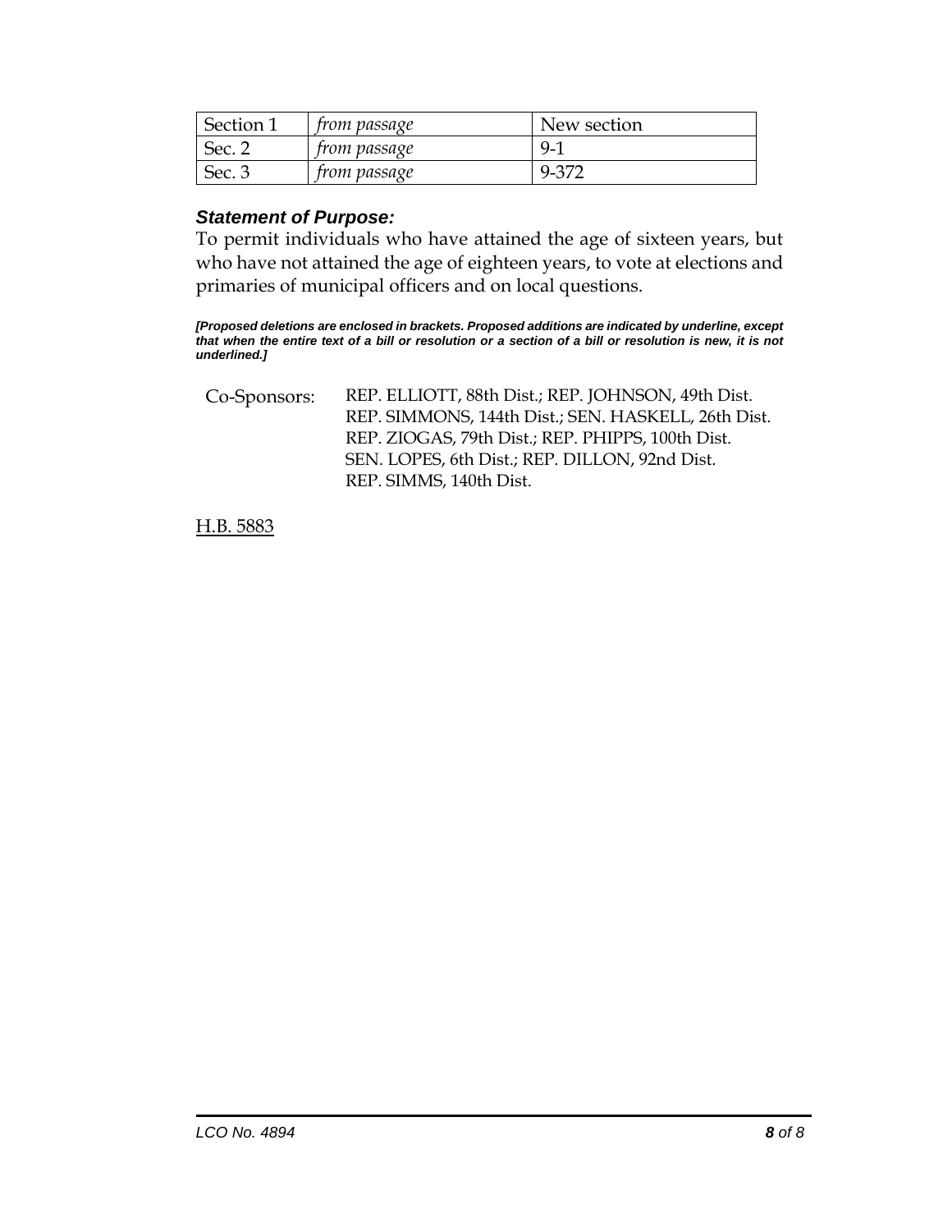| | | |
|---|---|---|
| Section 1 | *from passage* | New section |
| Sec. 2 | *from passage* | 9-1 |
| Sec. 3 | *from passage* | 9-372 |

***Statement of Purpose:***

To permit individuals who have attained the age of sixteen years, but who have not attained the age of eighteen years, to vote at elections and primaries of municipal officers and on local questions.

***[Proposed deletions are enclosed in brackets. Proposed additions are indicated by underline, except that when the entire text of a bill or resolution or a section of a bill or resolution is new, it is not underlined.]***

Co-Sponsors: REP. ELLIOTT, 88th Dist.; REP. JOHNSON, 49th Dist.
REP. SIMMONS, 144th Dist.; SEN. HASKELL, 26th Dist.
REP. ZIOGAS, 79th Dist.; REP. PHIPPS, 100th Dist.
SEN. LOPES, 6th Dist.; REP. DILLON, 92nd Dist.
REP. SIMMS, 140th Dist.

<u>H.B. 5883</u>